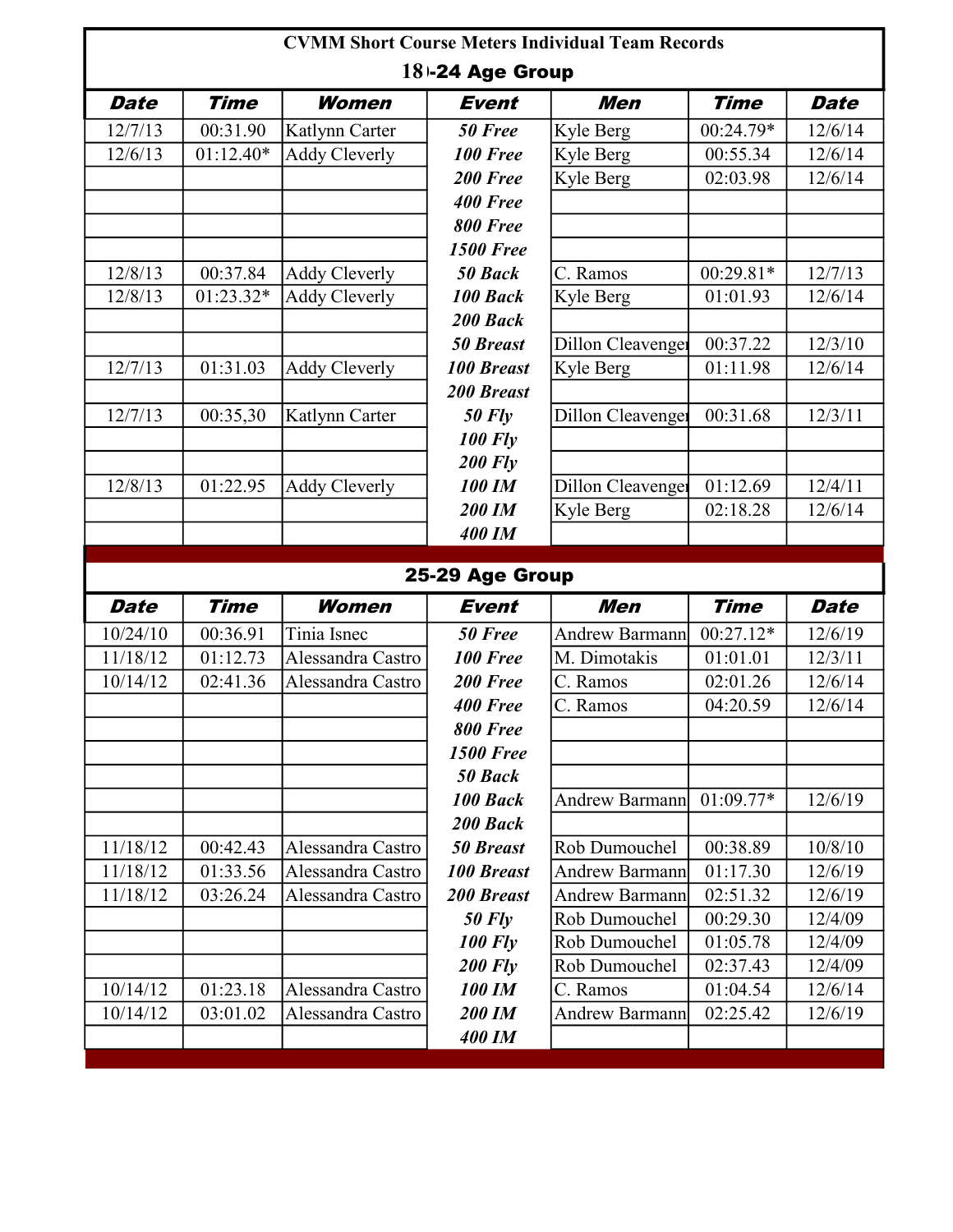# CVMM Short Course Meters Individual Team Records

## 18-24 Age Group

| Date | Time | Women | Event | Men | Time | Date |
|---|---|---|---|---|---|---|
| 12/7/13 | 00:31.90 | Katlynn Carter | 50 Free | Kyle Berg | 00:24.79* | 12/6/14 |
| 12/6/13 | 01:12.40* | Addy Cleverly | 100 Free | Kyle Berg | 00:55.34 | 12/6/14 |
| | | | 200 Free | Kyle Berg | 02:03.98 | 12/6/14 |
| | | | 400 Free | | | |
| | | | 800 Free | | | |
| | | | 1500 Free | | | |
| 12/8/13 | 00:37.84 | Addy Cleverly | 50 Back | C. Ramos | 00:29.81* | 12/7/13 |
| 12/8/13 | 01:23.32* | Addy Cleverly | 100 Back | Kyle Berg | 01:01.93 | 12/6/14 |
| | | | 200 Back | | | |
| | | | 50 Breast | Dillon Cleavenger | 00:37.22 | 12/3/10 |
| 12/7/13 | 01:31.03 | Addy Cleverly | 100 Breast | Kyle Berg | 01:11.98 | 12/6/14 |
| | | | 200 Breast | | | |
| 12/7/13 | 00:35,30 | Katlynn Carter | 50 Fly | Dillon Cleavenger | 00:31.68 | 12/3/11 |
| | | | 100 Fly | | | |
| | | | 200 Fly | | | |
| 12/8/13 | 01:22.95 | Addy Cleverly | 100 IM | Dillon Cleavenger | 01:12.69 | 12/4/11 |
| | | | 200 IM | Kyle Berg | 02:18.28 | 12/6/14 |
| | | | 400 IM | | | |

## 25-29 Age Group

| Date | Time | Women | Event | Men | Time | Date |
|---|---|---|---|---|---|---|
| 10/24/10 | 00:36.91 | Tinia Isnec | 50 Free | Andrew Barmann | 00:27.12* | 12/6/19 |
| 11/18/12 | 01:12.73 | Alessandra Castro | 100 Free | M. Dimotakis | 01:01.01 | 12/3/11 |
| 10/14/12 | 02:41.36 | Alessandra Castro | 200 Free | C. Ramos | 02:01.26 | 12/6/14 |
| | | | 400 Free | C. Ramos | 04:20.59 | 12/6/14 |
| | | | 800 Free | | | |
| | | | 1500 Free | | | |
| | | | 50 Back | | | |
| | | | 100 Back | Andrew Barmann | 01:09.77* | 12/6/19 |
| | | | 200 Back | | | |
| 11/18/12 | 00:42.43 | Alessandra Castro | 50 Breast | Rob Dumouchel | 00:38.89 | 10/8/10 |
| 11/18/12 | 01:33.56 | Alessandra Castro | 100 Breast | Andrew Barmann | 01:17.30 | 12/6/19 |
| 11/18/12 | 03:26.24 | Alessandra Castro | 200 Breast | Andrew Barmann | 02:51.32 | 12/6/19 |
| | | | 50 Fly | Rob Dumouchel | 00:29.30 | 12/4/09 |
| | | | 100 Fly | Rob Dumouchel | 01:05.78 | 12/4/09 |
| | | | 200 Fly | Rob Dumouchel | 02:37.43 | 12/4/09 |
| 10/14/12 | 01:23.18 | Alessandra Castro | 100 IM | C. Ramos | 01:04.54 | 12/6/14 |
| 10/14/12 | 03:01.02 | Alessandra Castro | 200 IM | Andrew Barmann | 02:25.42 | 12/6/19 |
| | | | 400 IM | | | |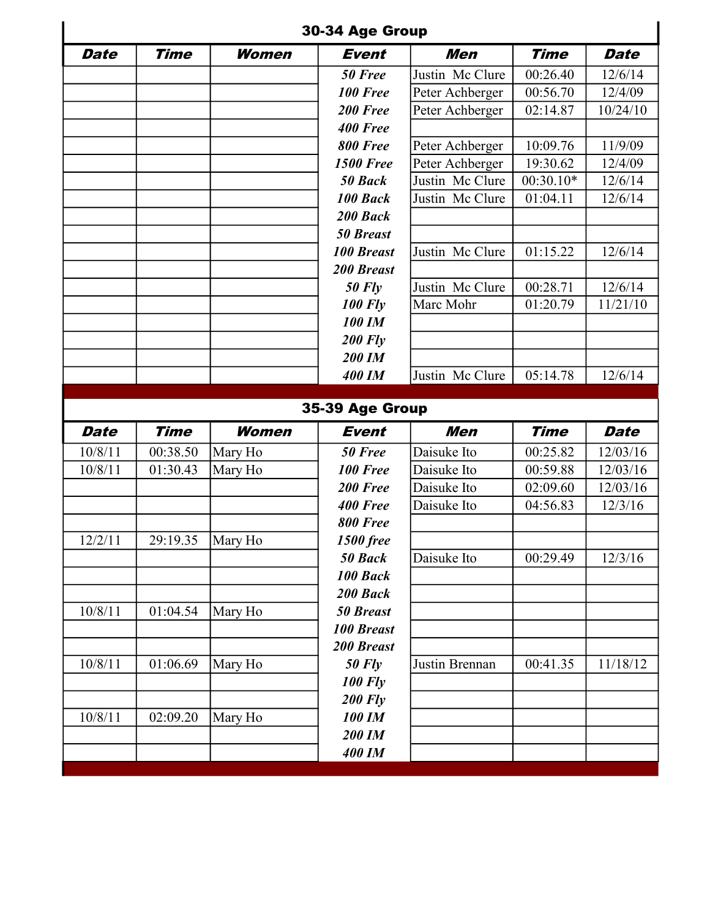## 30-34 Age Group

| Date | Time | Women | Event | Men | Time | Date |
|---|---|---|---|---|---|---|
| | | | 50 Free | Justin Mc Clure | 00:26.40 | 12/6/14 |
| | | | 100 Free | Peter Achberger | 00:56.70 | 12/4/09 |
| | | | 200 Free | Peter Achberger | 02:14.87 | 10/24/10 |
| | | | 400 Free | | | |
| | | | 800 Free | Peter Achberger | 10:09.76 | 11/9/09 |
| | | | 1500 Free | Peter Achberger | 19:30.62 | 12/4/09 |
| | | | 50 Back | Justin Mc Clure | 00:30.10* | 12/6/14 |
| | | | 100 Back | Justin Mc Clure | 01:04.11 | 12/6/14 |
| | | | 200 Back | | | |
| | | | 50 Breast | | | |
| | | | 100 Breast | Justin Mc Clure | 01:15.22 | 12/6/14 |
| | | | 200 Breast | | | |
| | | | 50 Fly | Justin Mc Clure | 00:28.71 | 12/6/14 |
| | | | 100 Fly | Marc Mohr | 01:20.79 | 11/21/10 |
| | | | 100 IM | | | |
| | | | 200 Fly | | | |
| | | | 200 IM | | | |
| | | | 400 IM | Justin Mc Clure | 05:14.78 | 12/6/14 |

## 35-39 Age Group

| Date | Time | Women | Event | Men | Time | Date |
|---|---|---|---|---|---|---|
| 10/8/11 | 00:38.50 | Mary Ho | 50 Free | Daisuke Ito | 00:25.82 | 12/03/16 |
| 10/8/11 | 01:30.43 | Mary Ho | 100 Free | Daisuke Ito | 00:59.88 | 12/03/16 |
| | | | 200 Free | Daisuke Ito | 02:09.60 | 12/03/16 |
| | | | 400 Free | Daisuke Ito | 04:56.83 | 12/3/16 |
| | | | 800 Free | | | |
| 12/2/11 | 29:19.35 | Mary Ho | 1500 free | | | |
| | | | 50 Back | Daisuke Ito | 00:29.49 | 12/3/16 |
| | | | 100 Back | | | |
| | | | 200 Back | | | |
| 10/8/11 | 01:04.54 | Mary Ho | 50 Breast | | | |
| | | | 100 Breast | | | |
| | | | 200 Breast | | | |
| 10/8/11 | 01:06.69 | Mary Ho | 50 Fly | Justin Brennan | 00:41.35 | 11/18/12 |
| | | | 100 Fly | | | |
| | | | 200 Fly | | | |
| 10/8/11 | 02:09.20 | Mary Ho | 100 IM | | | |
| | | | 200 IM | | | |
| | | | 400 IM | | | |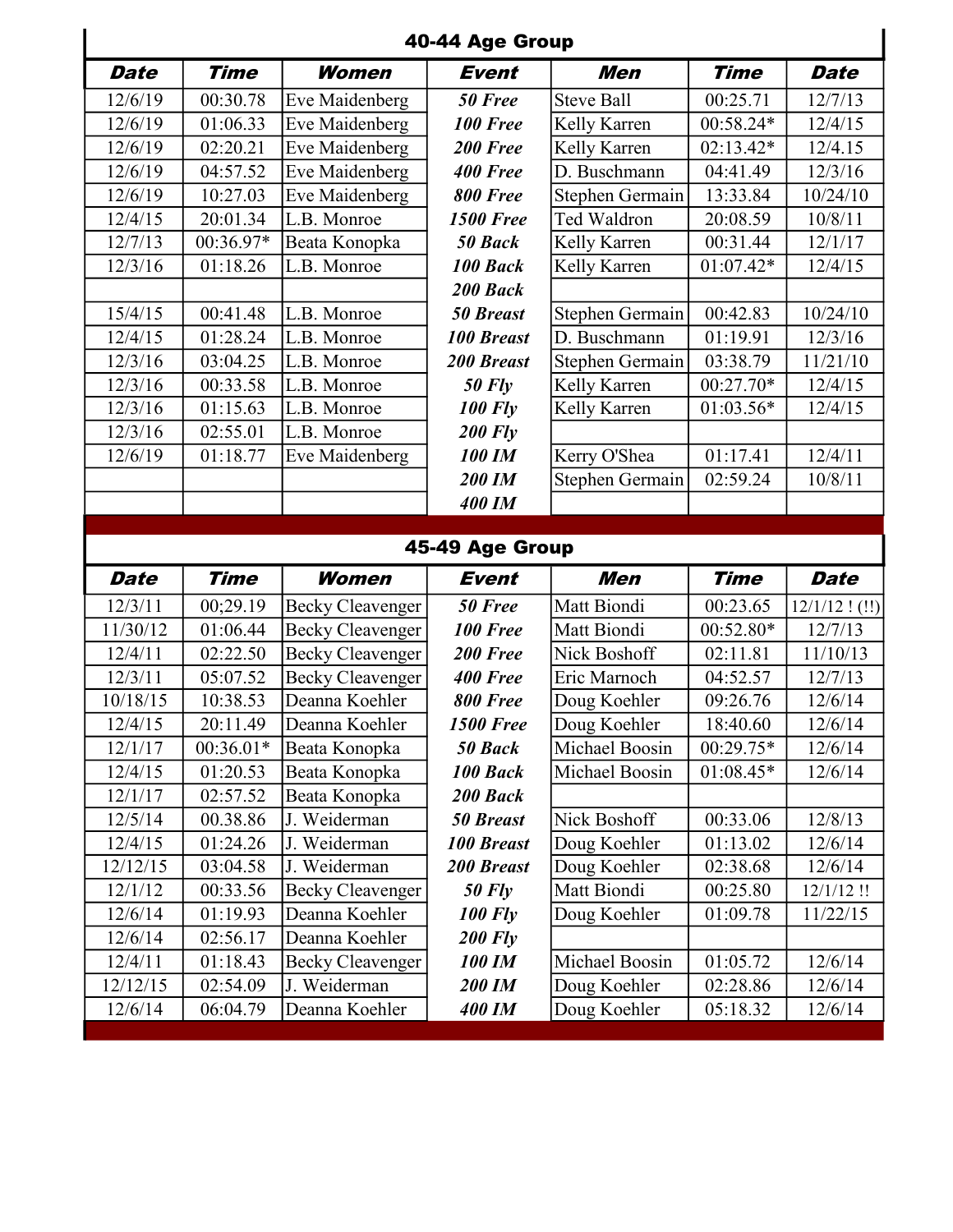## 40-44 Age Group

| Date | Time | Women | Event | Men | Time | Date |
|---|---|---|---|---|---|---|
| 12/6/19 | 00:30.78 | Eve Maidenberg | ***50 Free*** | Steve Ball | 00:25.71 | 12/7/13 |
| 12/6/19 | 01:06.33 | Eve Maidenberg | ***100 Free*** | Kelly Karren | 00:58.24* | 12/4/15 |
| 12/6/19 | 02:20.21 | Eve Maidenberg | ***200 Free*** | Kelly Karren | 02:13.42* | 12/4.15 |
| 12/6/19 | 04:57.52 | Eve Maidenberg | ***400 Free*** | D. Buschmann | 04:41.49 | 12/3/16 |
| 12/6/19 | 10:27.03 | Eve Maidenberg | ***800 Free*** | Stephen Germain | 13:33.84 | 10/24/10 |
| 12/4/15 | 20:01.34 | L.B. Monroe | ***1500 Free*** | Ted Waldron | 20:08.59 | 10/8/11 |
| 12/7/13 | 00:36.97* | Beata Konopka | ***50 Back*** | Kelly Karren | 00:31.44 | 12/1/17 |
| 12/3/16 | 01:18.26 | L.B. Monroe | ***100 Back*** | Kelly Karren | 01:07.42* | 12/4/15 |
| | | | ***200 Back*** | | | |
| 15/4/15 | 00:41.48 | L.B. Monroe | ***50 Breast*** | Stephen Germain | 00:42.83 | 10/24/10 |
| 12/4/15 | 01:28.24 | L.B. Monroe | ***100 Breast*** | D. Buschmann | 01:19.91 | 12/3/16 |
| 12/3/16 | 03:04.25 | L.B. Monroe | ***200 Breast*** | Stephen Germain | 03:38.79 | 11/21/10 |
| 12/3/16 | 00:33.58 | L.B. Monroe | ***50 Fly*** | Kelly Karren | 00:27.70* | 12/4/15 |
| 12/3/16 | 01:15.63 | L.B. Monroe | ***100 Fly*** | Kelly Karren | 01:03.56* | 12/4/15 |
| 12/3/16 | 02:55.01 | L.B. Monroe | ***200 Fly*** | | | |
| 12/6/19 | 01:18.77 | Eve Maidenberg | ***100 IM*** | Kerry O'Shea | 01:17.41 | 12/4/11 |
| | | | ***200 IM*** | Stephen Germain | 02:59.24 | 10/8/11 |
| | | | ***400 IM*** | | | |

## 45-49 Age Group

| Date | Time | Women | Event | Men | Time | Date |
|---|---|---|---|---|---|---|
| 12/3/11 | 00;29.19 | Becky Cleavenger | ***50 Free*** | Matt Biondi | 00:23.65 | 12/1/12 ! (!!) |
| 11/30/12 | 01:06.44 | Becky Cleavenger | ***100 Free*** | Matt Biondi | 00:52.80* | 12/7/13 |
| 12/4/11 | 02:22.50 | Becky Cleavenger | ***200 Free*** | Nick Boshoff | 02:11.81 | 11/10/13 |
| 12/3/11 | 05:07.52 | Becky Cleavenger | ***400 Free*** | Eric Marnoch | 04:52.57 | 12/7/13 |
| 10/18/15 | 10:38.53 | Deanna Koehler | ***800 Free*** | Doug Koehler | 09:26.76 | 12/6/14 |
| 12/4/15 | 20:11.49 | Deanna Koehler | ***1500 Free*** | Doug Koehler | 18:40.60 | 12/6/14 |
| 12/1/17 | 00:36.01* | Beata Konopka | ***50 Back*** | Michael Boosin | 00:29.75* | 12/6/14 |
| 12/4/15 | 01:20.53 | Beata Konopka | ***100 Back*** | Michael Boosin | 01:08.45* | 12/6/14 |
| 12/1/17 | 02:57.52 | Beata Konopka | ***200 Back*** | | | |
| 12/5/14 | 00.38.86 | J. Weiderman | ***50 Breast*** | Nick Boshoff | 00:33.06 | 12/8/13 |
| 12/4/15 | 01:24.26 | J. Weiderman | ***100 Breast*** | Doug Koehler | 01:13.02 | 12/6/14 |
| 12/12/15 | 03:04.58 | J. Weiderman | ***200 Breast*** | Doug Koehler | 02:38.68 | 12/6/14 |
| 12/1/12 | 00:33.56 | Becky Cleavenger | ***50 Fly*** | Matt Biondi | 00:25.80 | 12/1/12 !! |
| 12/6/14 | 01:19.93 | Deanna Koehler | ***100 Fly*** | Doug Koehler | 01:09.78 | 11/22/15 |
| 12/6/14 | 02:56.17 | Deanna Koehler | ***200 Fly*** | | | |
| 12/4/11 | 01:18.43 | Becky Cleavenger | ***100 IM*** | Michael Boosin | 01:05.72 | 12/6/14 |
| 12/12/15 | 02:54.09 | J. Weiderman | ***200 IM*** | Doug Koehler | 02:28.86 | 12/6/14 |
| 12/6/14 | 06:04.79 | Deanna Koehler | ***400 IM*** | Doug Koehler | 05:18.32 | 12/6/14 |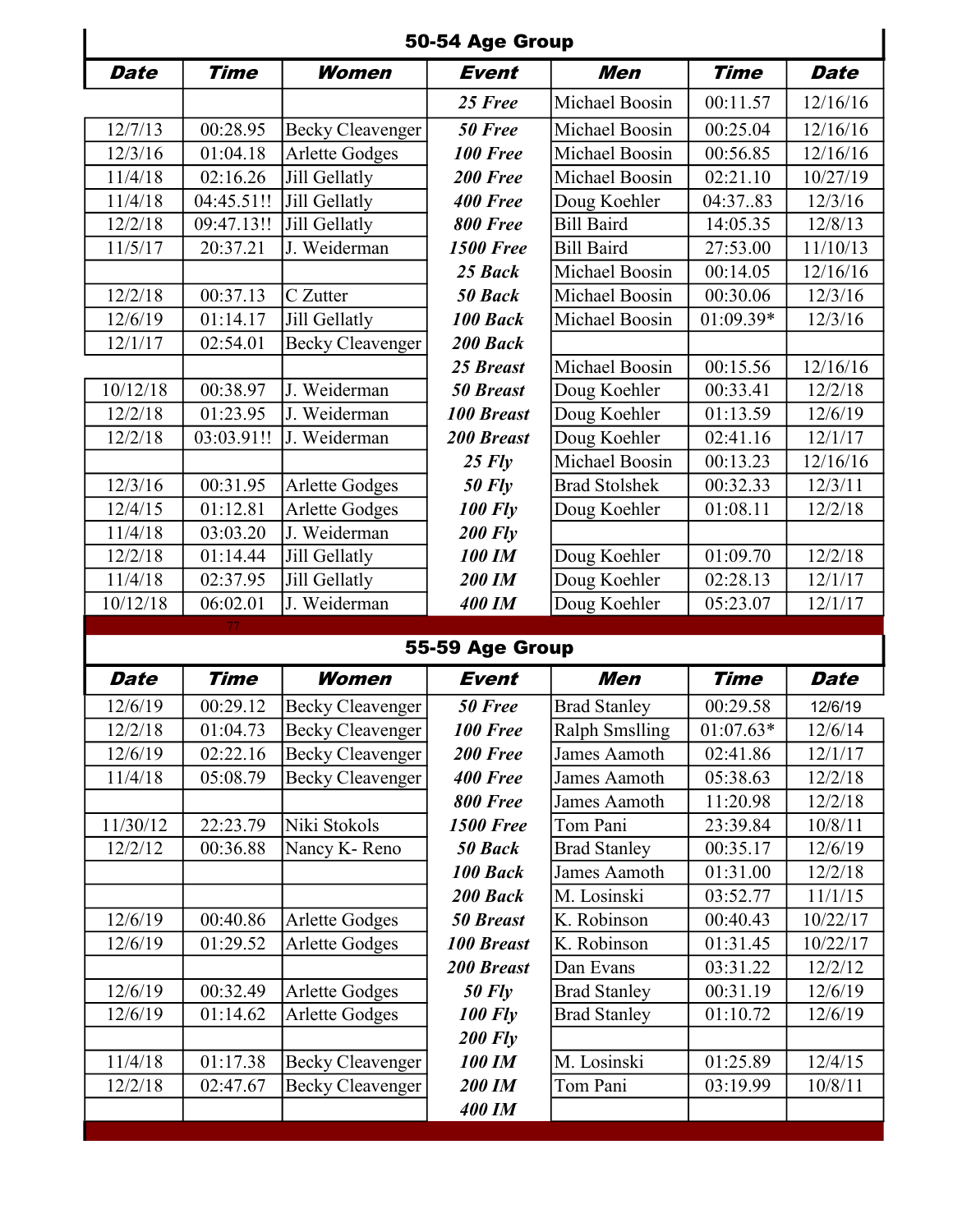## 50-54 Age Group

| Date | Time | Women | Event | Men | Time | Date |
|---|---|---|---|---|---|---|
| | | | *25 Free* | Michael Boosin | 00:11.57 | 12/16/16 |
| 12/7/13 | 00:28.95 | Becky Cleavenger | *50 Free* | Michael Boosin | 00:25.04 | 12/16/16 |
| 12/3/16 | 01:04.18 | Arlette Godges | *100 Free* | Michael Boosin | 00:56.85 | 12/16/16 |
| 11/4/18 | 02:16.26 | Jill Gellatly | *200 Free* | Michael Boosin | 02:21.10 | 10/27/19 |
| 11/4/18 | 04:45.51!! | Jill Gellatly | *400 Free* | Doug Koehler | 04:37..83 | 12/3/16 |
| 12/2/18 | 09:47.13!! | Jill Gellatly | *800 Free* | Bill Baird | 14:05.35 | 12/8/13 |
| 11/5/17 | 20:37.21 | J. Weiderman | *1500 Free* | Bill Baird | 27:53.00 | 11/10/13 |
| | | | *25 Back* | Michael Boosin | 00:14.05 | 12/16/16 |
| 12/2/18 | 00:37.13 | C Zutter | *50 Back* | Michael Boosin | 00:30.06 | 12/3/16 |
| 12/6/19 | 01:14.17 | Jill Gellatly | *100 Back* | Michael Boosin | 01:09.39* | 12/3/16 |
| 12/1/17 | 02:54.01 | Becky Cleavenger | *200 Back* | | | |
| | | | *25 Breast* | Michael Boosin | 00:15.56 | 12/16/16 |
| 10/12/18 | 00:38.97 | J. Weiderman | *50 Breast* | Doug Koehler | 00:33.41 | 12/2/18 |
| 12/2/18 | 01:23.95 | J. Weiderman | *100 Breast* | Doug Koehler | 01:13.59 | 12/6/19 |
| 12/2/18 | 03:03.91!! | J. Weiderman | *200 Breast* | Doug Koehler | 02:41.16 | 12/1/17 |
| | | | *25 Fly* | Michael Boosin | 00:13.23 | 12/16/16 |
| 12/3/16 | 00:31.95 | Arlette Godges | *50 Fly* | Brad Stolshek | 00:32.33 | 12/3/11 |
| 12/4/15 | 01:12.81 | Arlette Godges | *100 Fly* | Doug Koehler | 01:08.11 | 12/2/18 |
| 11/4/18 | 03:03.20 | J. Weiderman | *200 Fly* | | | |
| 12/2/18 | 01:14.44 | Jill Gellatly | *100 IM* | Doug Koehler | 01:09.70 | 12/2/18 |
| 11/4/18 | 02:37.95 | Jill Gellatly | *200 IM* | Doug Koehler | 02:28.13 | 12/1/17 |
| 10/12/18 | 06:02.01 | J. Weiderman | *400 IM* | Doug Koehler | 05:23.07 | 12/1/17 |

## 55-59 Age Group

| Date | Time | Women | Event | Men | Time | Date |
|---|---|---|---|---|---|---|
| 12/6/19 | 00:29.12 | Becky Cleavenger | *50 Free* | Brad Stanley | 00:29.58 | 12/6/19 |
| 12/2/18 | 01:04.73 | Becky Cleavenger | *100 Free* | Ralph Smslling | 01:07.63* | 12/6/14 |
| 12/6/19 | 02:22.16 | Becky Cleavenger | *200 Free* | James Aamoth | 02:41.86 | 12/1/17 |
| 11/4/18 | 05:08.79 | Becky Cleavenger | *400 Free* | James Aamoth | 05:38.63 | 12/2/18 |
| | | | *800 Free* | James Aamoth | 11:20.98 | 12/2/18 |
| 11/30/12 | 22:23.79 | Niki Stokols | *1500 Free* | Tom Pani | 23:39.84 | 10/8/11 |
| 12/2/12 | 00:36.88 | Nancy K- Reno | *50 Back* | Brad Stanley | 00:35.17 | 12/6/19 |
| | | | *100 Back* | James Aamoth | 01:31.00 | 12/2/18 |
| | | | *200 Back* | M. Losinski | 03:52.77 | 11/1/15 |
| 12/6/19 | 00:40.86 | Arlette Godges | *50 Breast* | K. Robinson | 00:40.43 | 10/22/17 |
| 12/6/19 | 01:29.52 | Arlette Godges | *100 Breast* | K. Robinson | 01:31.45 | 10/22/17 |
| | | | *200 Breast* | Dan Evans | 03:31.22 | 12/2/12 |
| 12/6/19 | 00:32.49 | Arlette Godges | *50 Fly* | Brad Stanley | 00:31.19 | 12/6/19 |
| 12/6/19 | 01:14.62 | Arlette Godges | *100 Fly* | Brad Stanley | 01:10.72 | 12/6/19 |
| | | | *200 Fly* | | | |
| 11/4/18 | 01:17.38 | Becky Cleavenger | *100 IM* | M. Losinski | 01:25.89 | 12/4/15 |
| 12/2/18 | 02:47.67 | Becky Cleavenger | *200 IM* | Tom Pani | 03:19.99 | 10/8/11 |
| | | | *400 IM* | | | |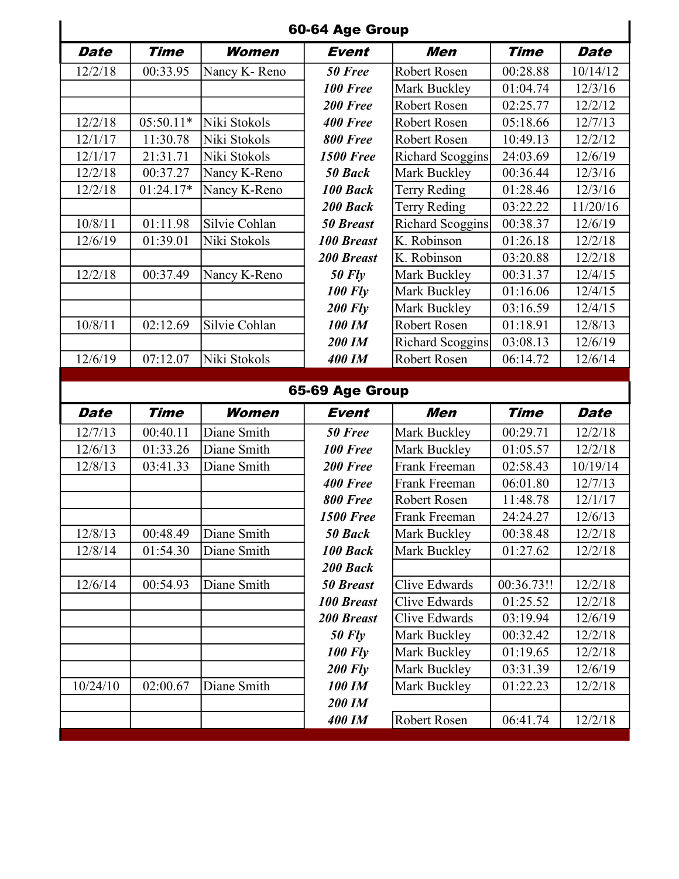## 60-64 Age Group

| Date | Time | Women | Event | Men | Time | Date |
|---|---|---|---|---|---|---|
| 12/2/18 | 00:33.95 | Nancy K- Reno | 50 Free | Robert Rosen | 00:28.88 | 10/14/12 |
| | | | 100 Free | Mark Buckley | 01:04.74 | 12/3/16 |
| | | | 200 Free | Robert Rosen | 02:25.77 | 12/2/12 |
| 12/2/18 | 05:50.11* | Niki Stokols | 400 Free | Robert Rosen | 05:18.66 | 12/7/13 |
| 12/1/17 | 11:30.78 | Niki Stokols | 800 Free | Robert Rosen | 10:49.13 | 12/2/12 |
| 12/1/17 | 21:31.71 | Niki Stokols | 1500 Free | Richard Scoggins | 24:03.69 | 12/6/19 |
| 12/2/18 | 00:37.27 | Nancy K-Reno | 50 Back | Mark Buckley | 00:36.44 | 12/3/16 |
| 12/2/18 | 01:24.17* | Nancy K-Reno | 100 Back | Terry Reding | 01:28.46 | 12/3/16 |
| | | | 200 Back | Terry Reding | 03:22.22 | 11/20/16 |
| 10/8/11 | 01:11.98 | Silvie Cohlan | 50 Breast | Richard Scoggins | 00:38.37 | 12/6/19 |
| 12/6/19 | 01:39.01 | Niki Stokols | 100 Breast | K. Robinson | 01:26.18 | 12/2/18 |
| | | | 200 Breast | K. Robinson | 03:20.88 | 12/2/18 |
| 12/2/18 | 00:37.49 | Nancy K-Reno | 50 Fly | Mark Buckley | 00:31.37 | 12/4/15 |
| | | | 100 Fly | Mark Buckley | 01:16.06 | 12/4/15 |
| | | | 200 Fly | Mark Buckley | 03:16.59 | 12/4/15 |
| 10/8/11 | 02:12.69 | Silvie Cohlan | 100 IM | Robert Rosen | 01:18.91 | 12/8/13 |
| | | | 200 IM | Richard Scoggins | 03:08.13 | 12/6/19 |
| 12/6/19 | 07:12.07 | Niki Stokols | 400 IM | Robert Rosen | 06:14.72 | 12/6/14 |

## 65-69 Age Group

| Date | Time | Women | Event | Men | Time | Date |
|---|---|---|---|---|---|---|
| 12/7/13 | 00:40.11 | Diane Smith | 50 Free | Mark Buckley | 00:29.71 | 12/2/18 |
| 12/6/13 | 01:33.26 | Diane Smith | 100 Free | Mark Buckley | 01:05.57 | 12/2/18 |
| 12/8/13 | 03:41.33 | Diane Smith | 200 Free | Frank Freeman | 02:58.43 | 10/19/14 |
| | | | 400 Free | Frank Freeman | 06:01.80 | 12/7/13 |
| | | | 800 Free | Robert Rosen | 11:48.78 | 12/1/17 |
| | | | 1500 Free | Frank Freeman | 24:24.27 | 12/6/13 |
| 12/8/13 | 00:48.49 | Diane Smith | 50 Back | Mark Buckley | 00:38.48 | 12/2/18 |
| 12/8/14 | 01:54.30 | Diane Smith | 100 Back | Mark Buckley | 01:27.62 | 12/2/18 |
| | | | 200 Back | | | |
| 12/6/14 | 00:54.93 | Diane Smith | 50 Breast | Clive Edwards | 00:36.73!! | 12/2/18 |
| | | | 100 Breast | Clive Edwards | 01:25.52 | 12/2/18 |
| | | | 200 Breast | Clive Edwards | 03:19.94 | 12/6/19 |
| | | | 50 Fly | Mark Buckley | 00:32.42 | 12/2/18 |
| | | | 100 Fly | Mark Buckley | 01:19.65 | 12/2/18 |
| | | | 200 Fly | Mark Buckley | 03:31.39 | 12/6/19 |
| 10/24/10 | 02:00.67 | Diane Smith | 100 IM | Mark Buckley | 01:22.23 | 12/2/18 |
| | | | 200 IM | | | |
| | | | 400 IM | Robert Rosen | 06:41.74 | 12/2/18 |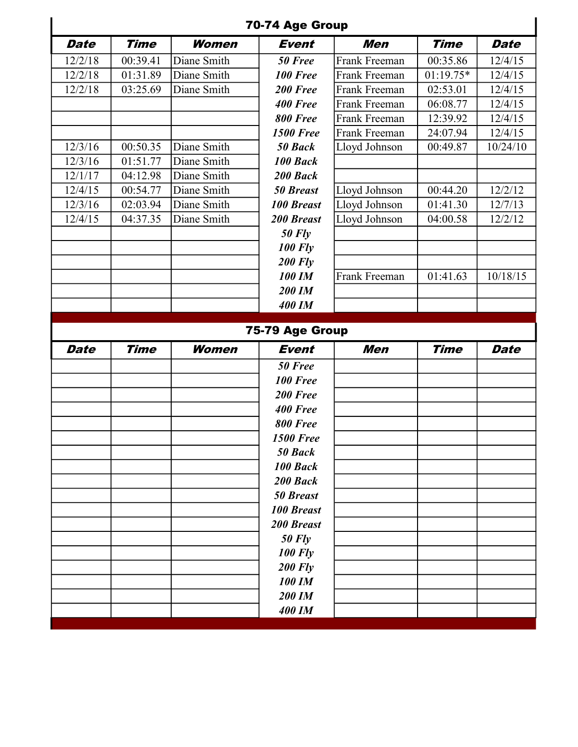## 70-74 Age Group

| Date | Time | Women | Event | Men | Time | Date |
|---|---|---|---|---|---|---|
| 12/2/18 | 00:39.41 | Diane Smith | 50 Free | Frank Freeman | 00:35.86 | 12/4/15 |
| 12/2/18 | 01:31.89 | Diane Smith | 100 Free | Frank Freeman | 01:19.75* | 12/4/15 |
| 12/2/18 | 03:25.69 | Diane Smith | 200 Free | Frank Freeman | 02:53.01 | 12/4/15 |
| | | | 400 Free | Frank Freeman | 06:08.77 | 12/4/15 |
| | | | 800 Free | Frank Freeman | 12:39.92 | 12/4/15 |
| | | | 1500 Free | Frank Freeman | 24:07.94 | 12/4/15 |
| 12/3/16 | 00:50.35 | Diane Smith | 50 Back | Lloyd Johnson | 00:49.87 | 10/24/10 |
| 12/3/16 | 01:51.77 | Diane Smith | 100 Back | | | |
| 12/1/17 | 04:12.98 | Diane Smith | 200 Back | | | |
| 12/4/15 | 00:54.77 | Diane Smith | 50 Breast | Lloyd Johnson | 00:44.20 | 12/2/12 |
| 12/3/16 | 02:03.94 | Diane Smith | 100 Breast | Lloyd Johnson | 01:41.30 | 12/7/13 |
| 12/4/15 | 04:37.35 | Diane Smith | 200 Breast | Lloyd Johnson | 04:00.58 | 12/2/12 |
| | | | 50 Fly | | | |
| | | | 100 Fly | | | |
| | | | 200 Fly | | | |
| | | | 100 IM | Frank Freeman | 01:41.63 | 10/18/15 |
| | | | 200 IM | | | |
| | | | 400 IM | | | |

## 75-79 Age Group

| Date | Time | Women | Event | Men | Time | Date |
|---|---|---|---|---|---|---|
| | | | 50 Free | | | |
| | | | 100 Free | | | |
| | | | 200 Free | | | |
| | | | 400 Free | | | |
| | | | 800 Free | | | |
| | | | 1500 Free | | | |
| | | | 50 Back | | | |
| | | | 100 Back | | | |
| | | | 200 Back | | | |
| | | | 50 Breast | | | |
| | | | 100 Breast | | | |
| | | | 200 Breast | | | |
| | | | 50 Fly | | | |
| | | | 100 Fly | | | |
| | | | 200 Fly | | | |
| | | | 100 IM | | | |
| | | | 200 IM | | | |
| | | | 400 IM | | | |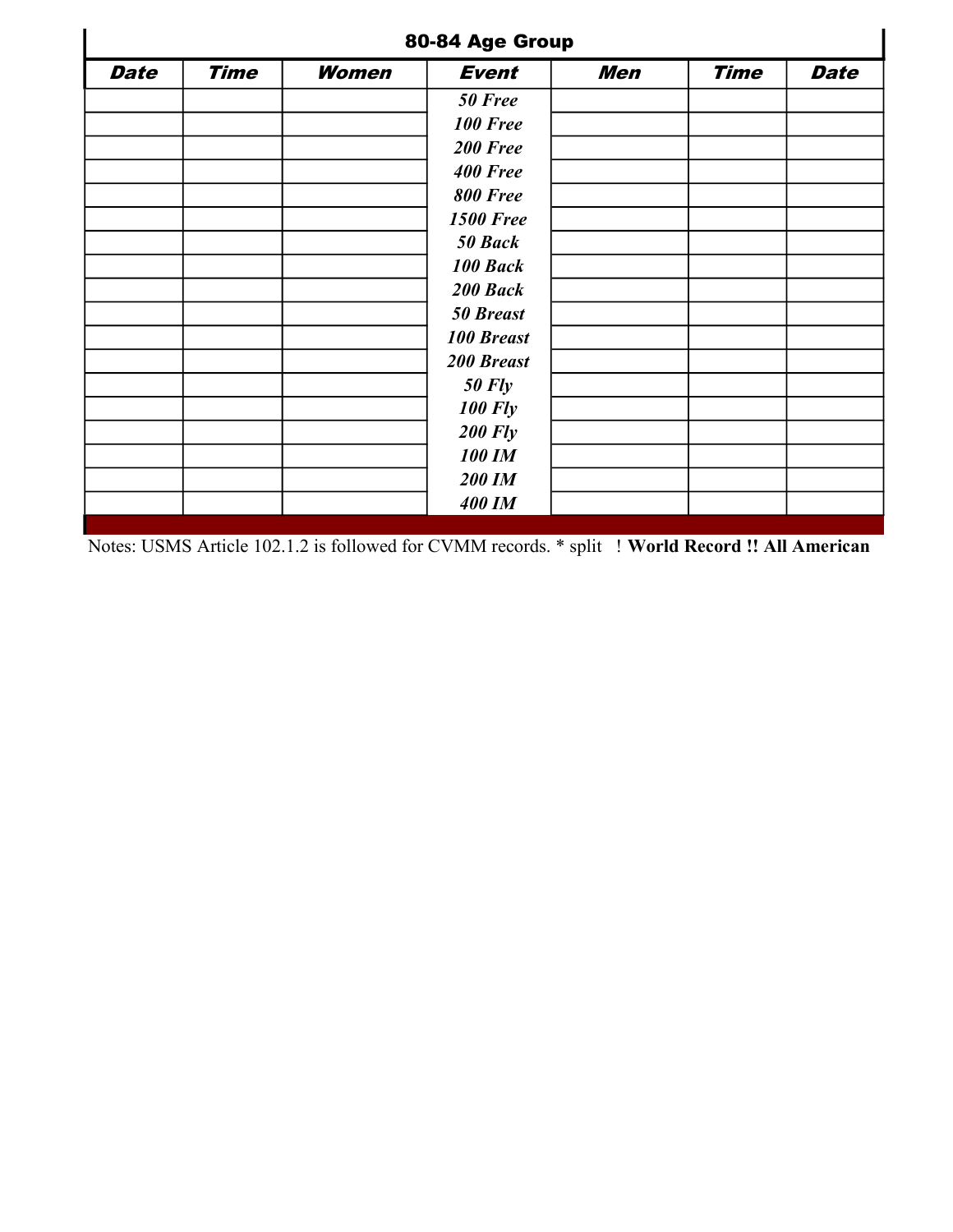## 80-84 Age Group

| Date | Time | Women | Event | Men | Time | Date |
|---|---|---|---|---|---|---|
| | | | 50 Free | | | |
| | | | 100 Free | | | |
| | | | 200 Free | | | |
| | | | 400 Free | | | |
| | | | 800 Free | | | |
| | | | 1500 Free | | | |
| | | | 50 Back | | | |
| | | | 100 Back | | | |
| | | | 200 Back | | | |
| | | | 50 Breast | | | |
| | | | 100 Breast | | | |
| | | | 200 Breast | | | |
| | | | 50 Fly | | | |
| | | | 100 Fly | | | |
| | | | 200 Fly | | | |
| | | | 100 IM | | | |
| | | | 200 IM | | | |
| | | | 400 IM | | | |

Notes: USMS Article 102.1.2 is followed for CVMM records. * split ! **World Record !! All American**